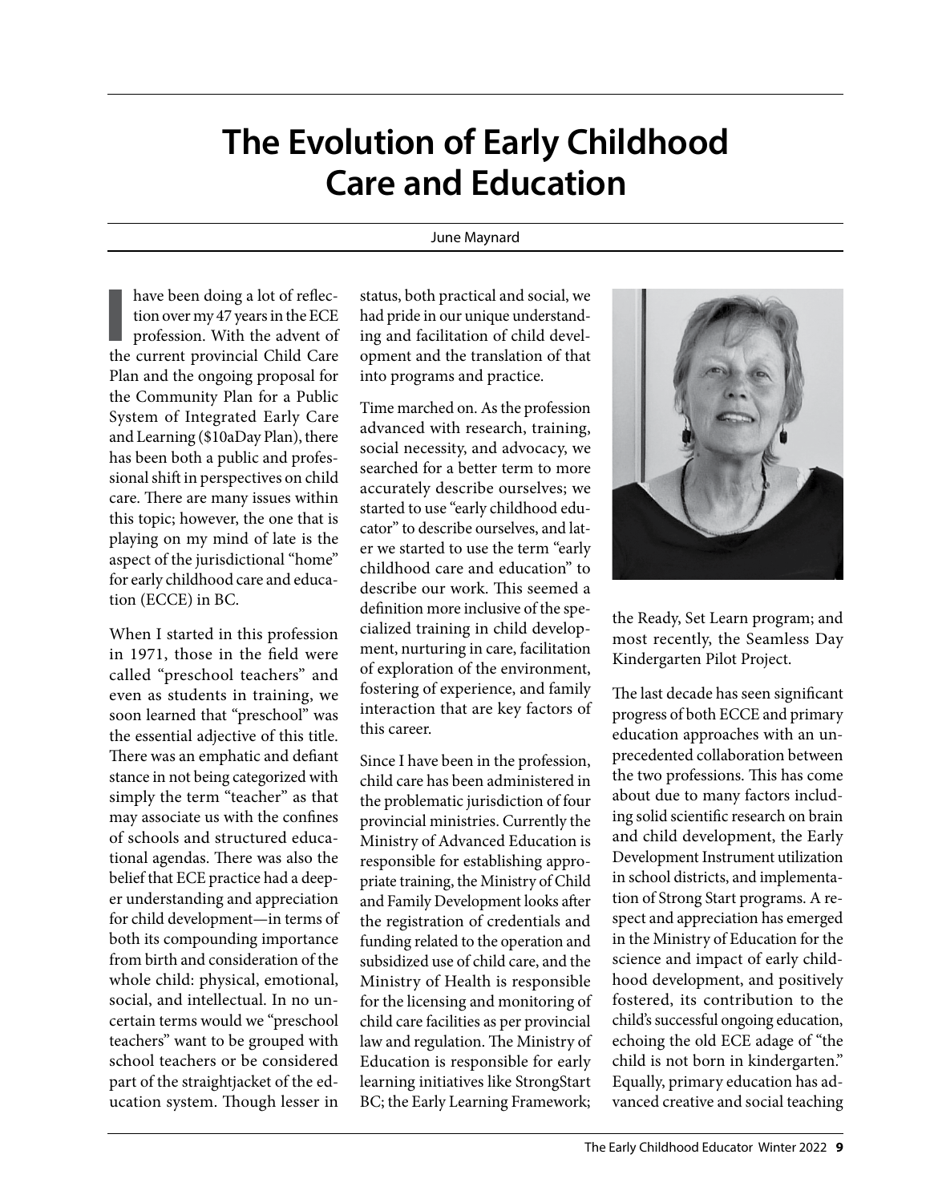# The Evolution of Early Childhood Care and Education

June Maynard

I have been doing a lot of reflection over my 47 years in the ECE profession. With the advent of the current provincial Child Care Plan and the ongoing proposal for the Community Plan for a Public System of Integrated Early Care and Learning ($10aDay Plan), there has been both a public and professional shift in perspectives on child care. There are many issues within this topic; however, the one that is playing on my mind of late is the aspect of the jurisdictional "home" for early childhood care and education (ECCE) in BC.

When I started in this profession in 1971, those in the field were called "preschool teachers" and even as students in training, we soon learned that "preschool" was the essential adjective of this title. There was an emphatic and defiant stance in not being categorized with simply the term "teacher" as that may associate us with the confines of schools and structured educational agendas. There was also the belief that ECE practice had a deeper understanding and appreciation for child development—in terms of both its compounding importance from birth and consideration of the whole child: physical, emotional, social, and intellectual. In no uncertain terms would we "preschool teachers" want to be grouped with school teachers or be considered part of the straightjacket of the education system. Though lesser in status, both practical and social, we had pride in our unique understanding and facilitation of child development and the translation of that into programs and practice.

Time marched on. As the profession advanced with research, training, social necessity, and advocacy, we searched for a better term to more accurately describe ourselves; we started to use "early childhood educator" to describe ourselves, and later we started to use the term "early childhood care and education" to describe our work. This seemed a definition more inclusive of the specialized training in child development, nurturing in care, facilitation of exploration of the environment, fostering of experience, and family interaction that are key factors of this career.

Since I have been in the profession, child care has been administered in the problematic jurisdiction of four provincial ministries. Currently the Ministry of Advanced Education is responsible for establishing appropriate training, the Ministry of Child and Family Development looks after the registration of credentials and funding related to the operation and subsidized use of child care, and the Ministry of Health is responsible for the licensing and monitoring of child care facilities as per provincial law and regulation. The Ministry of Education is responsible for early learning initiatives like StrongStart BC; the Early Learning Framework; the Ready, Set Learn program; and most recently, the Seamless Day Kindergarten Pilot Project.

The last decade has seen significant progress of both ECCE and primary education approaches with an unprecedented collaboration between the two professions. This has come about due to many factors including solid scientific research on brain and child development, the Early Development Instrument utilization in school districts, and implementation of Strong Start programs. A respect and appreciation has emerged in the Ministry of Education for the science and impact of early childhood development, and positively fostered, its contribution to the child's successful ongoing education, echoing the old ECE adage of "the child is not born in kindergarten." Equally, primary education has advanced creative and social teaching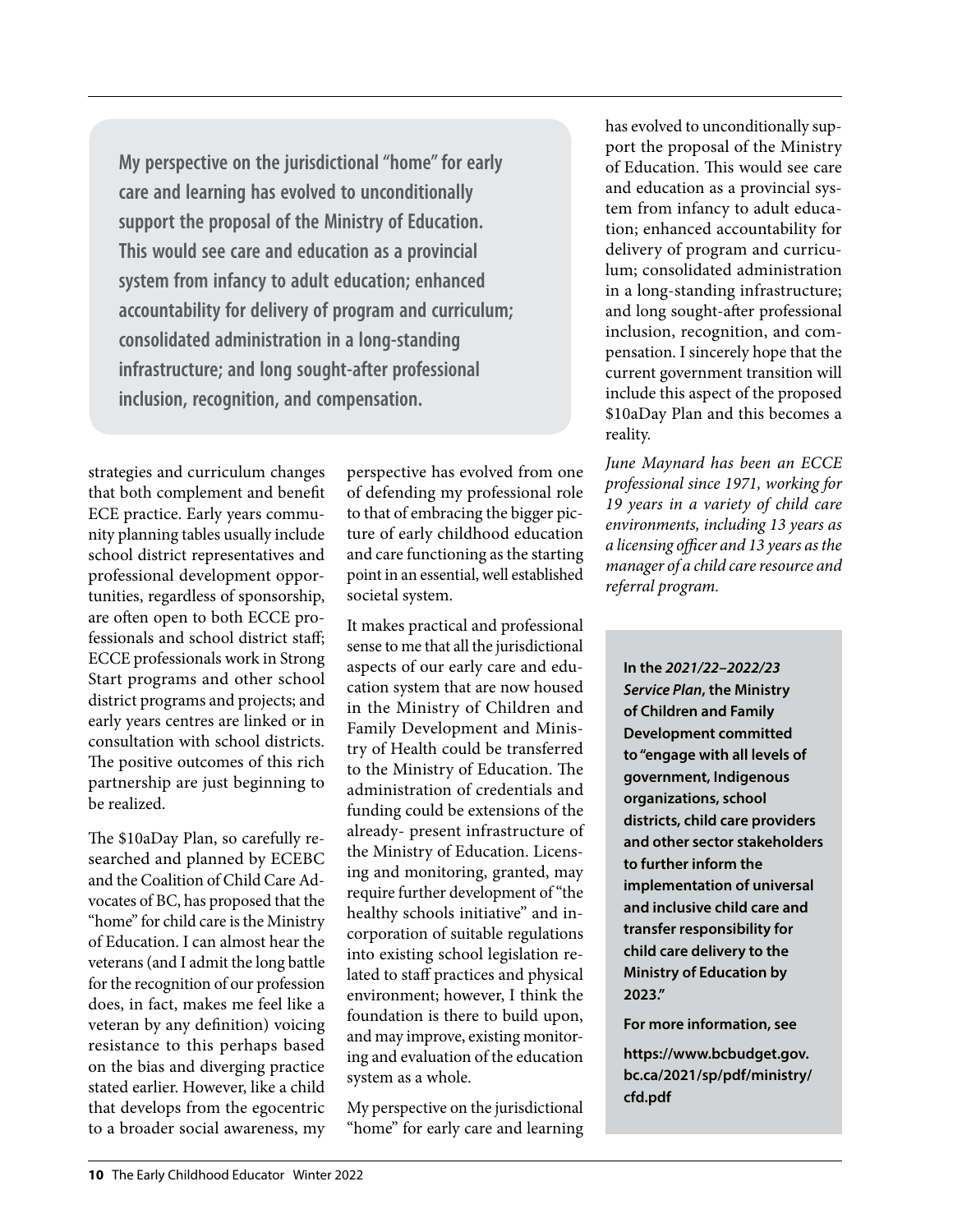> **My perspective on the jurisdictional "home" for early care and learning has evolved to unconditionally support the proposal of the Ministry of Education. This would see care and education as a provincial system from infancy to adult education; enhanced accountability for delivery of program and curriculum; consolidated administration in a long-standing infrastructure; and long sought-after professional inclusion, recognition, and compensation.**

strategies and curriculum changes that both complement and benefit ECE practice. Early years community planning tables usually include school district representatives and professional development opportunities, regardless of sponsorship, are often open to both ECCE professionals and school district staff; ECCE professionals work in Strong Start programs and other school district programs and projects; and early years centres are linked or in consultation with school districts. The positive outcomes of this rich partnership are just beginning to be realized.

The $10aDay Plan, so carefully researched and planned by ECEBC and the Coalition of Child Care Advocates of BC, has proposed that the "home" for child care is the Ministry of Education. I can almost hear the veterans (and I admit the long battle for the recognition of our profession does, in fact, makes me feel like a veteran by any definition) voicing resistance to this perhaps based on the bias and diverging practice stated earlier. However, like a child that develops from the egocentric to a broader social awareness, my perspective has evolved from one of defending my professional role to that of embracing the bigger picture of early childhood education and care functioning as the starting point in an essential, well established societal system.

It makes practical and professional sense to me that all the jurisdictional aspects of our early care and education system that are now housed in the Ministry of Children and Family Development and Ministry of Health could be transferred to the Ministry of Education. The administration of credentials and funding could be extensions of the already- present infrastructure of the Ministry of Education. Licensing and monitoring, granted, may require further development of "the healthy schools initiative" and incorporation of suitable regulations into existing school legislation related to staff practices and physical environment; however, I think the foundation is there to build upon, and may improve, existing monitoring and evaluation of the education system as a whole.

My perspective on the jurisdictional "home" for early care and learning has evolved to unconditionally support the proposal of the Ministry of Education. This would see care and education as a provincial system from infancy to adult education; enhanced accountability for delivery of program and curriculum; consolidated administration in a long-standing infrastructure; and long sought-after professional inclusion, recognition, and compensation. I sincerely hope that the current government transition will include this aspect of the proposed $10aDay Plan and this becomes a reality.

*June Maynard has been an ECCE professional since 1971, working for 19 years in a variety of child care environments, including 13 years as a licensing officer and 13 years as the manager of a child care resource and referral program.*

> **In the *2021/22–2022/23 Service Plan*, the Ministry of Children and Family Development committed to "engage with all levels of government, Indigenous organizations, school districts, child care providers and other sector stakeholders to further inform the implementation of universal and inclusive child care and transfer responsibility for child care delivery to the Ministry of Education by 2023."**
>
> **For more information, see**
>
> **https://www.bcbudget.gov.bc.ca/2021/sp/pdf/ministry/cfd.pdf**